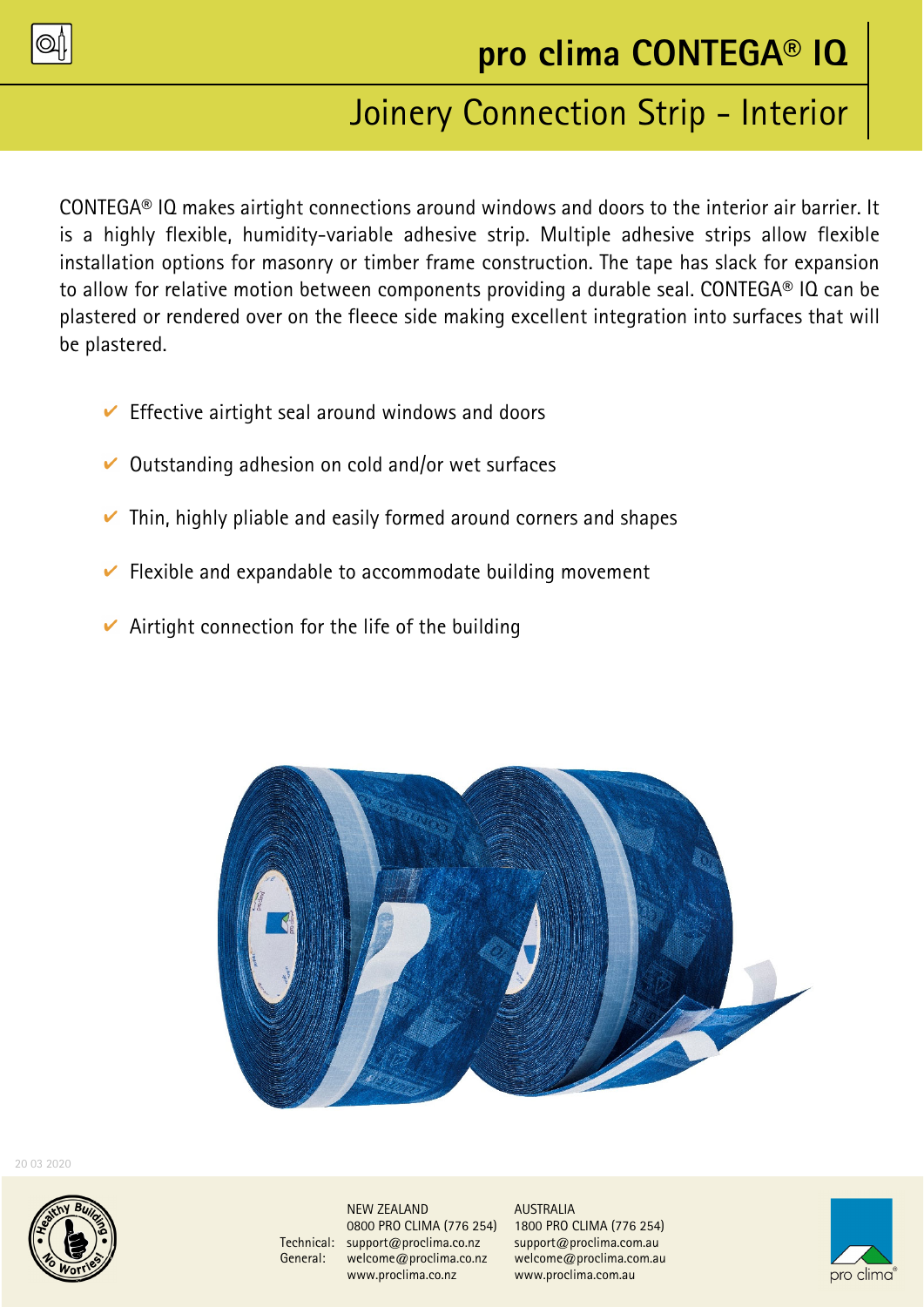# pro clima CONTEGA® IQ

## Joinery Connection Strip - Interior

CONTEGA® IQ makes airtight connections around windows and doors to the interior air barrier. It is a highly flexible, humidity-variable adhesive strip. Multiple adhesive strips allow flexible installation options for masonry or timber frame construction. The tape has slack for expansion to allow for relative motion between components providing a durable seal. CONTEGA® IQ can be plastered or rendered over on the fleece side making excellent integration into surfaces that will be plastered.

- ✔ Effective airtight seal around windows and doors
- ✔ Outstanding adhesion on cold and/or wet surfaces
- ✔ Thin, highly pliable and easily formed around corners and shapes
- ✔ Flexible and expandable to accommodate building movement
- ✔ Airtight connection for the life of the building

20 03 2020

| | NEW ZEALAND | AUSTRALIA |
|---|---|---|
| | 0800 PRO CLIMA (776 254) | 1800 PRO CLIMA (776 254) |
| Technical: | support@proclima.co.nz | support@proclima.com.au |
| General: | welcome@proclima.co.nz | welcome@proclima.com.au |
| | www.proclima.co.nz | www.proclima.com.au |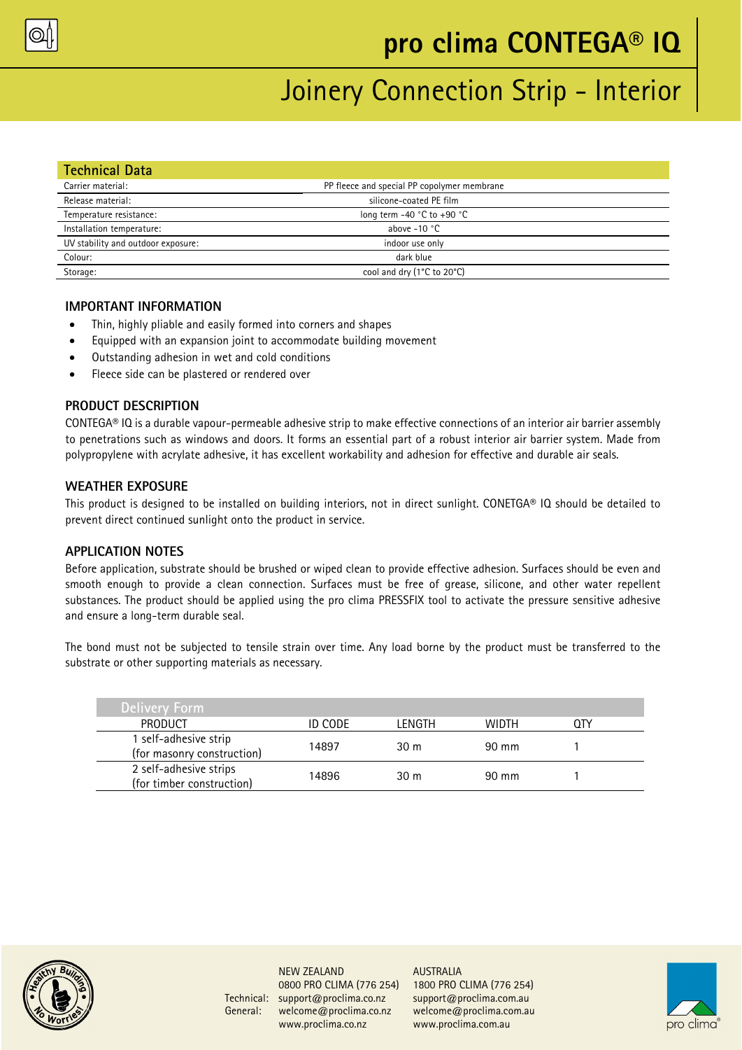# pro clima CONTEGA® IQ

## Joinery Connection Strip - Interior

| Technical Data | |
|---|---|
| Carrier material: | PP fleece and special PP copolymer membrane |
| Release material: | silicone-coated PE film |
| Temperature resistance: | long term -40 °C to +90 °C |
| Installation temperature: | above -10 °C |
| UV stability and outdoor exposure: | indoor use only |
| Colour: | dark blue |
| Storage: | cool and dry (1°C to 20°C) |

### IMPORTANT INFORMATION

- Thin, highly pliable and easily formed into corners and shapes
- Equipped with an expansion joint to accommodate building movement
- Outstanding adhesion in wet and cold conditions
- Fleece side can be plastered or rendered over

### PRODUCT DESCRIPTION

CONTEGA® IQ is a durable vapour-permeable adhesive strip to make effective connections of an interior air barrier assembly to penetrations such as windows and doors. It forms an essential part of a robust interior air barrier system. Made from polypropylene with acrylate adhesive, it has excellent workability and adhesion for effective and durable air seals.

### WEATHER EXPOSURE

This product is designed to be installed on building interiors, not in direct sunlight. CONETGA® IQ should be detailed to prevent direct continued sunlight onto the product in service.

### APPLICATION NOTES

Before application, substrate should be brushed or wiped clean to provide effective adhesion. Surfaces should be even and smooth enough to provide a clean connection. Surfaces must be free of grease, silicone, and other water repellent substances. The product should be applied using the pro clima PRESSFIX tool to activate the pressure sensitive adhesive and ensure a long-term durable seal.

The bond must not be subjected to tensile strain over time. Any load borne by the product must be transferred to the substrate or other supporting materials as necessary.

| Delivery Form | | | | |
|---|---|---|---|---|
| PRODUCT | ID CODE | LENGTH | WIDTH | QTY |
| 1 self-adhesive strip (for masonry construction) | 14897 | 30 m | 90 mm | 1 |
| 2 self-adhesive strips (for timber construction) | 14896 | 30 m | 90 mm | 1 |

NEW ZEALAND
0800 PRO CLIMA (776 254)
Technical: support@proclima.co.nz
General: welcome@proclima.co.nz
www.proclima.co.nz

AUSTRALIA
1800 PRO CLIMA (776 254)
support@proclima.com.au
welcome@proclima.com.au
www.proclima.com.au